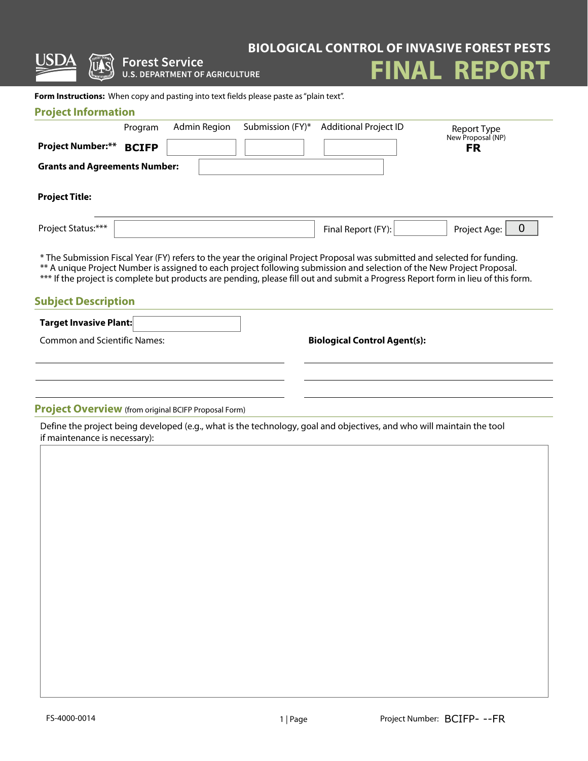USDA Forest Service
U.S. DEPARTMENT OF AGRICULTURE

# BIOLOGICAL CONTROL OF INVASIVE FOREST PESTS
# FINAL REPORT

**Form Instructions:** When copy and pasting into text fields please paste as "plain text".

## Project Information

| | Program | Admin Region | Submission (FY)* | Additional Project ID | Report Type New Proposal (NP) |
|---|---|---|---|---|---|
| **Project Number:**** | **BCIFP** | | | | **FR** |

**Grants and Agreements Number:**

**Project Title:**

Project Status:*** | Final Report (FY): | Project Age: 0

* The Submission Fiscal Year (FY) refers to the year the original Project Proposal was submitted and selected for funding.
** A unique Project Number is assigned to each project following submission and selection of the New Project Proposal.
*** If the project is complete but products are pending, please fill out and submit a Progress Report form in lieu of this form.

## Subject Description

**Target Invasive Plant:**

Common and Scientific Names:

**Biological Control Agent(s):**

## Project Overview (from original BCIFP Proposal Form)

Define the project being developed (e.g., what is the technology, goal and objectives, and who will maintain the tool if maintenance is necessary):

FS-4000-0014

Project Number: BCIFP- --FR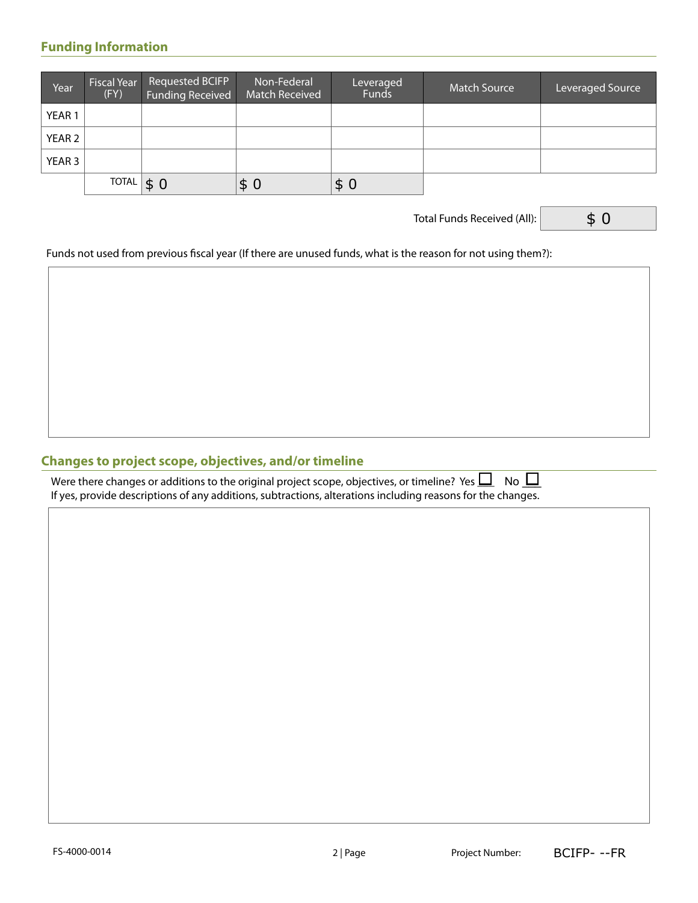## Funding Information

| Year | Fiscal Year (FY) | Requested BCIFP Funding Received | Non-Federal Match Received | Leveraged Funds | Match Source | Leveraged Source |
|---|---|---|---|---|---|---|
| YEAR 1 | | | | | | |
| YEAR 2 | | | | | | |
| YEAR 3 | | | | | | |
| | TOTAL | $ 0 | $ 0 | $ 0 | | |

Total Funds Received (All): $ 0

Funds not used from previous fiscal year (If there are unused funds, what is the reason for not using them?):

## Changes to project scope, objectives, and/or timeline

Were there changes or additions to the original project scope, objectives, or timeline? Yes ☐ No ☐

If yes, provide descriptions of any additions, subtractions, alterations including reasons for the changes.

FS-4000-0014

Project Number: BCIFP- --FR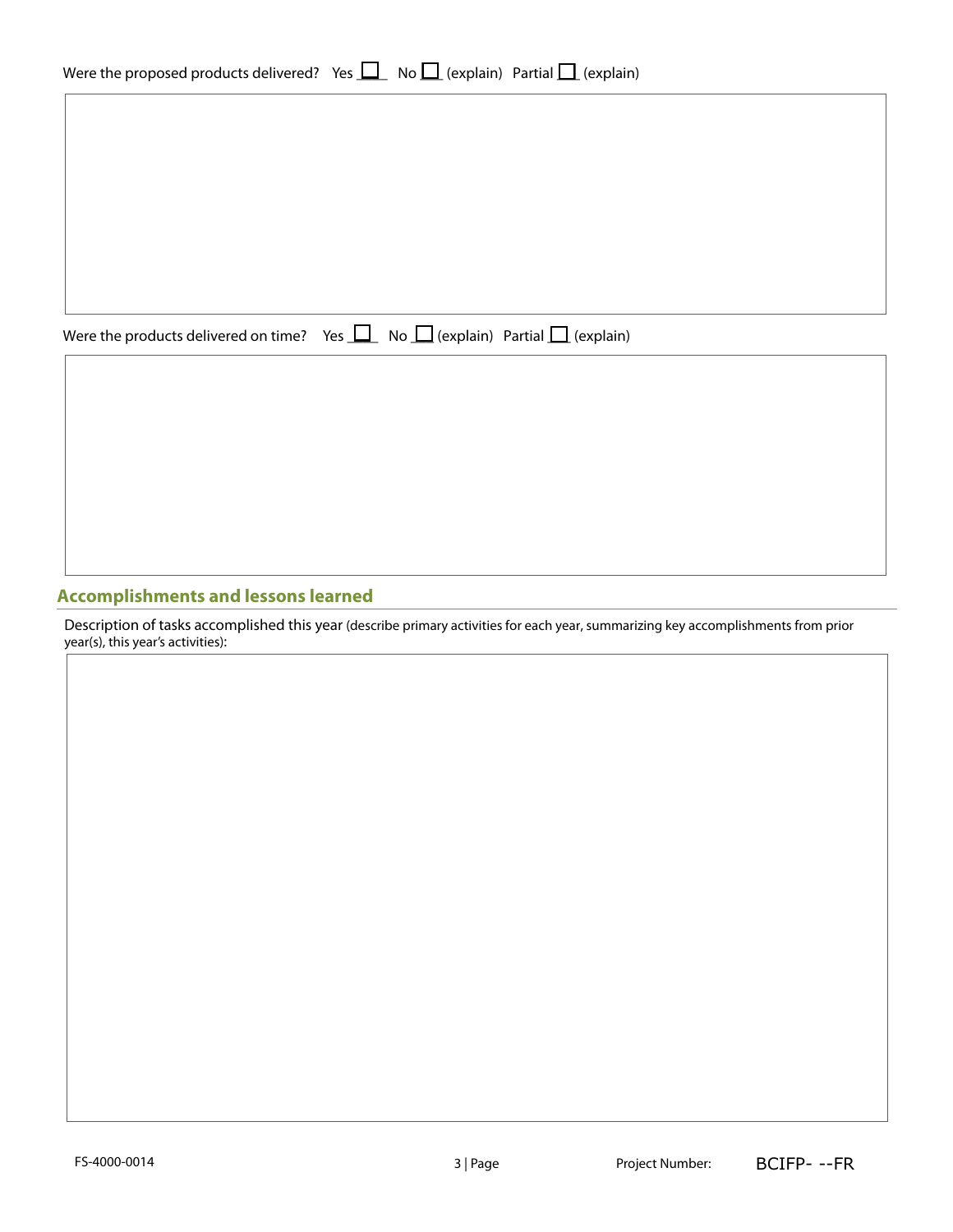Were the proposed products delivered? Yes ☐ No ☐ (explain) Partial ☐ (explain)

Were the products delivered on time? Yes ☐ No ☐ (explain) Partial ☐ (explain)

## Accomplishments and lessons learned

Description of tasks accomplished this year (describe primary activities for each year, summarizing key accomplishments from prior year(s), this year's activities):

FS-4000-0014

Project Number: BCIFP- --FR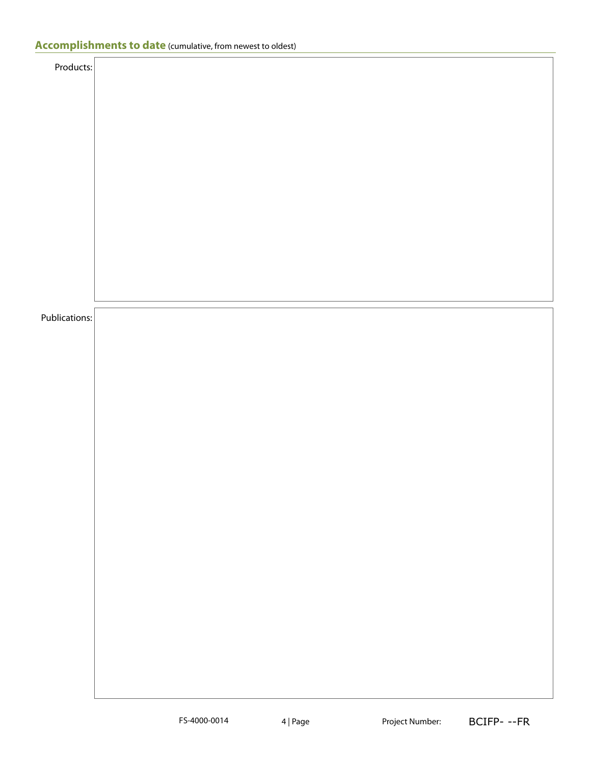## **Accomplishments to date** (cumulative, from newest to oldest)

Products:

Publications: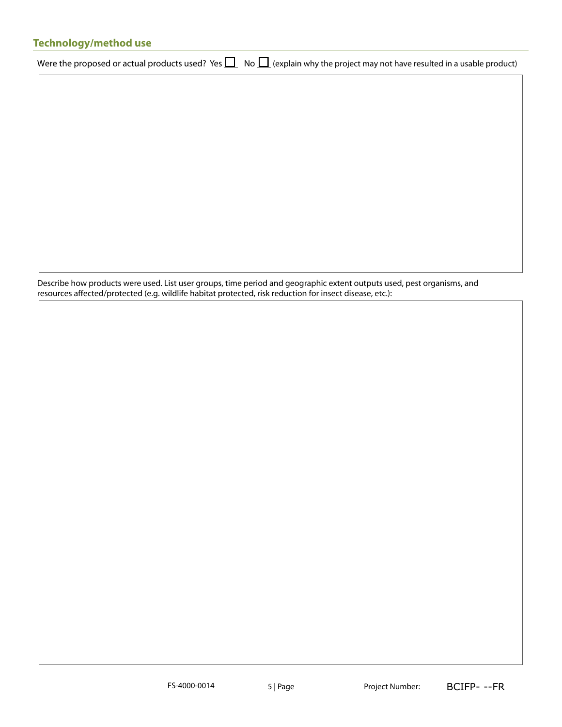## Technology/method use

Were the proposed or actual products used? Yes ☐ No ☐ (explain why the project may not have resulted in a usable product)

Describe how products were used. List user groups, time period and geographic extent outputs used, pest organisms, and resources affected/protected (e.g. wildlife habitat protected, risk reduction for insect disease, etc.):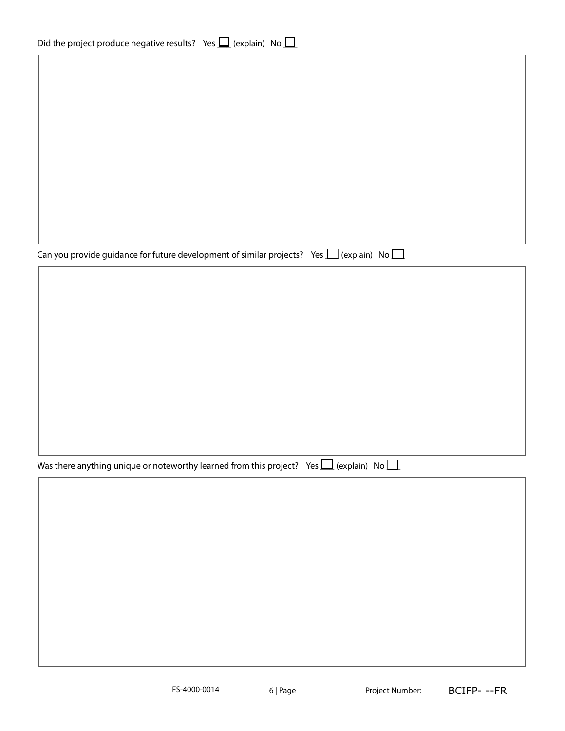Did the project produce negative results? Yes ☐ (explain) No ☐

Can you provide guidance for future development of similar projects? Yes ☐ (explain) No ☐

Was there anything unique or noteworthy learned from this project? Yes ☐ (explain) No ☐

FS-4000-0014 Project Number: BCIFP- --FR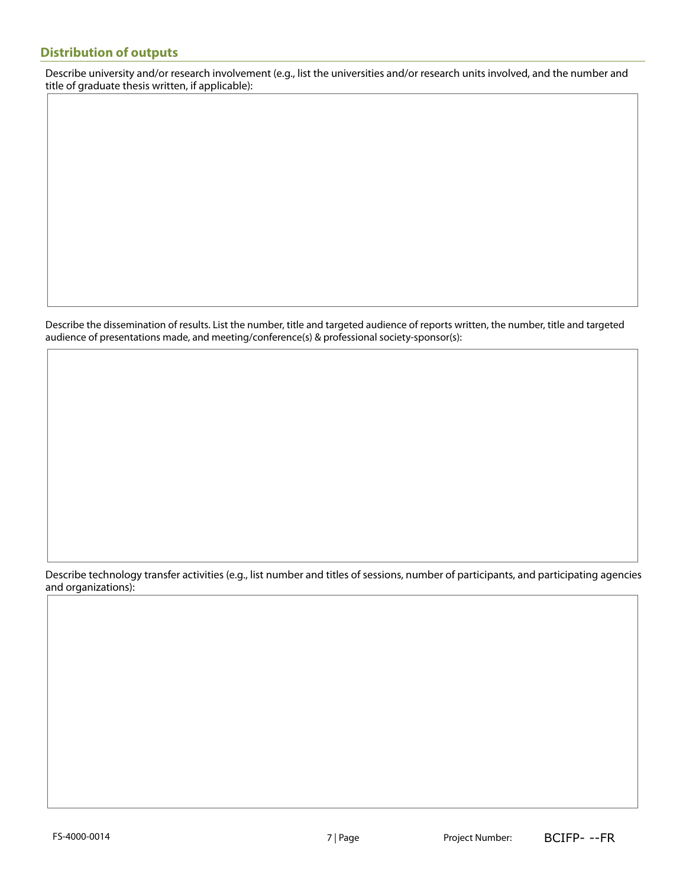## Distribution of outputs

Describe university and/or research involvement (e.g., list the universities and/or research units involved, and the number and title of graduate thesis written, if applicable):

Describe the dissemination of results. List the number, title and targeted audience of reports written, the number, title and targeted audience of presentations made, and meeting/conference(s) & professional society-sponsor(s):

Describe technology transfer activities (e.g., list number and titles of sessions, number of participants, and participating agencies and organizations):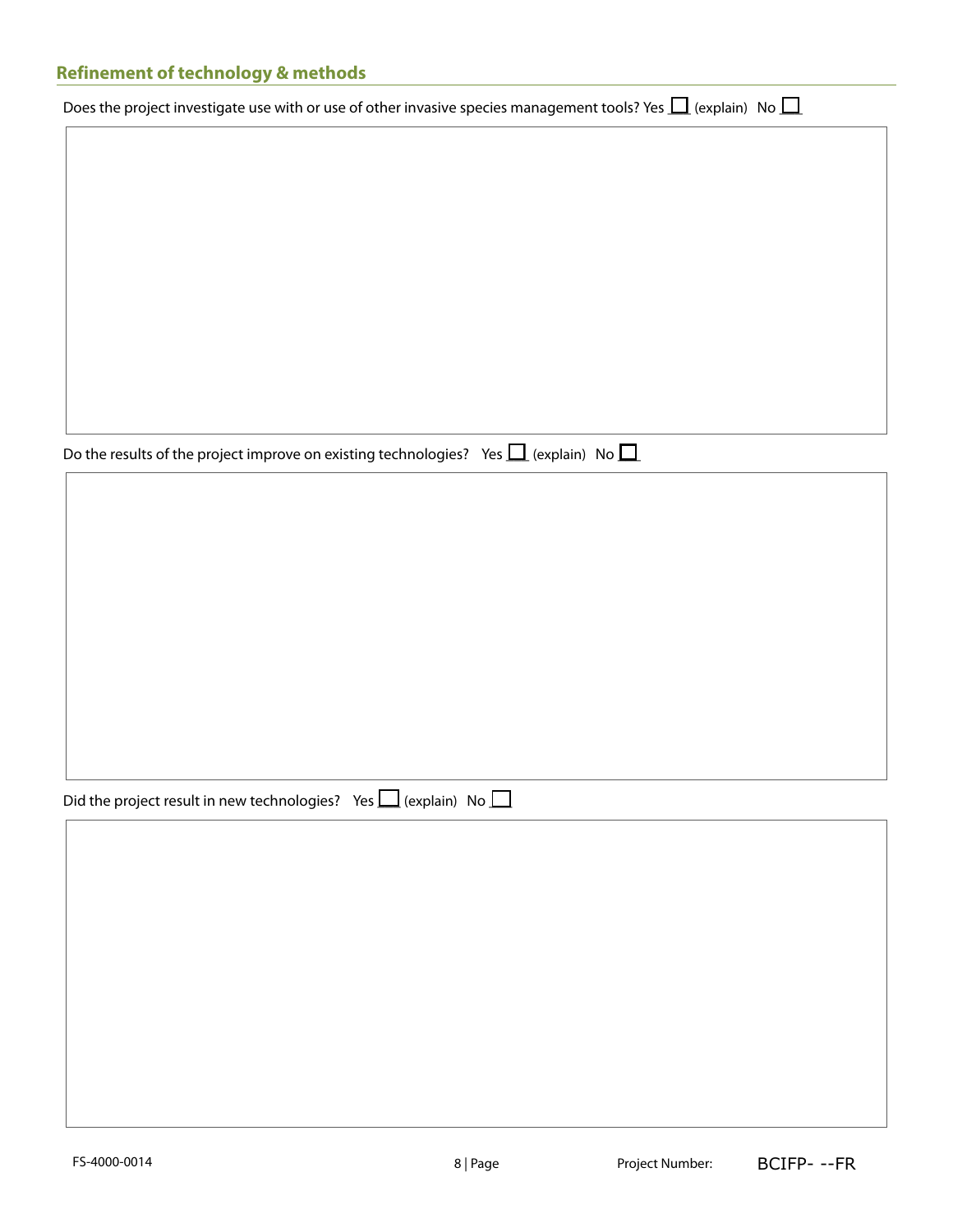## Refinement of technology & methods

Does the project investigate use with or use of other invasive species management tools? Yes ☐ (explain) No ☐

Do the results of the project improve on existing technologies? Yes ☐ (explain) No ☐

Did the project result in new technologies? Yes ☐ (explain) No ☐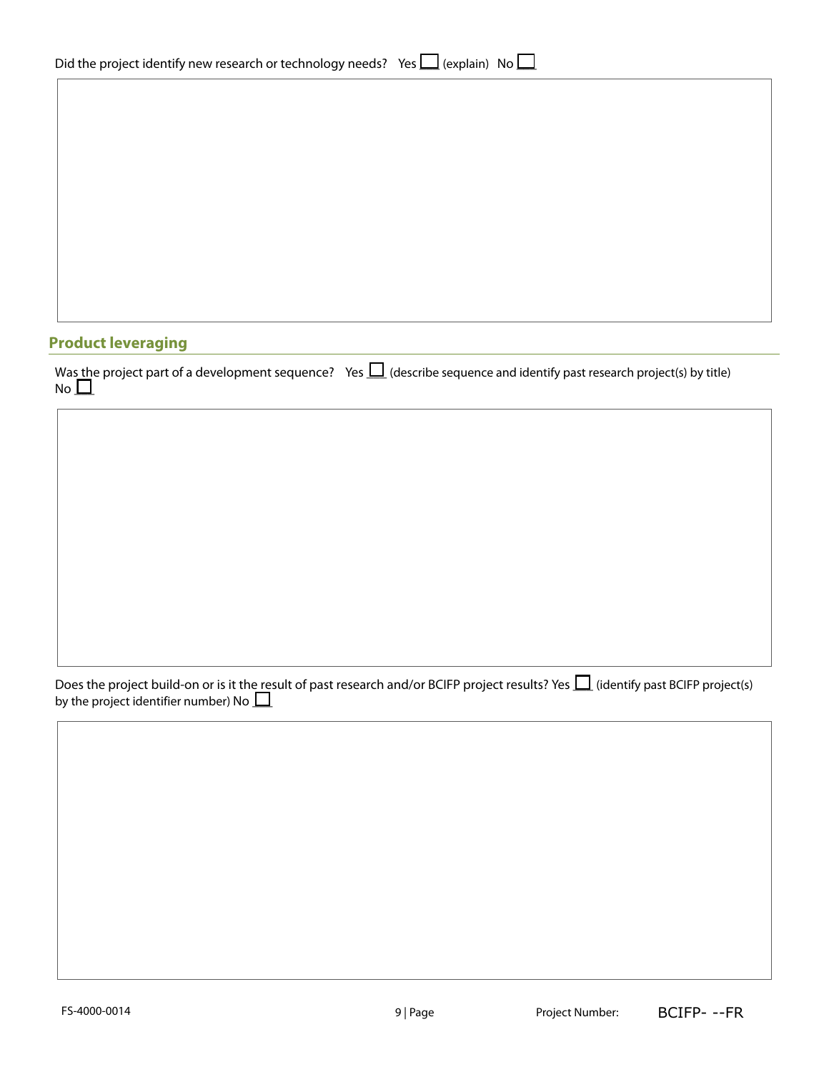Did the project identify new research or technology needs? Yes ☐ (explain) No ☐

## Product leveraging

Was the project part of a development sequence? Yes ☐ (describe sequence and identify past research project(s) by title) No ☐

Does the project build-on or is it the result of past research and/or BCIFP project results? Yes ☐ (identify past BCIFP project(s) by the project identifier number) No ☐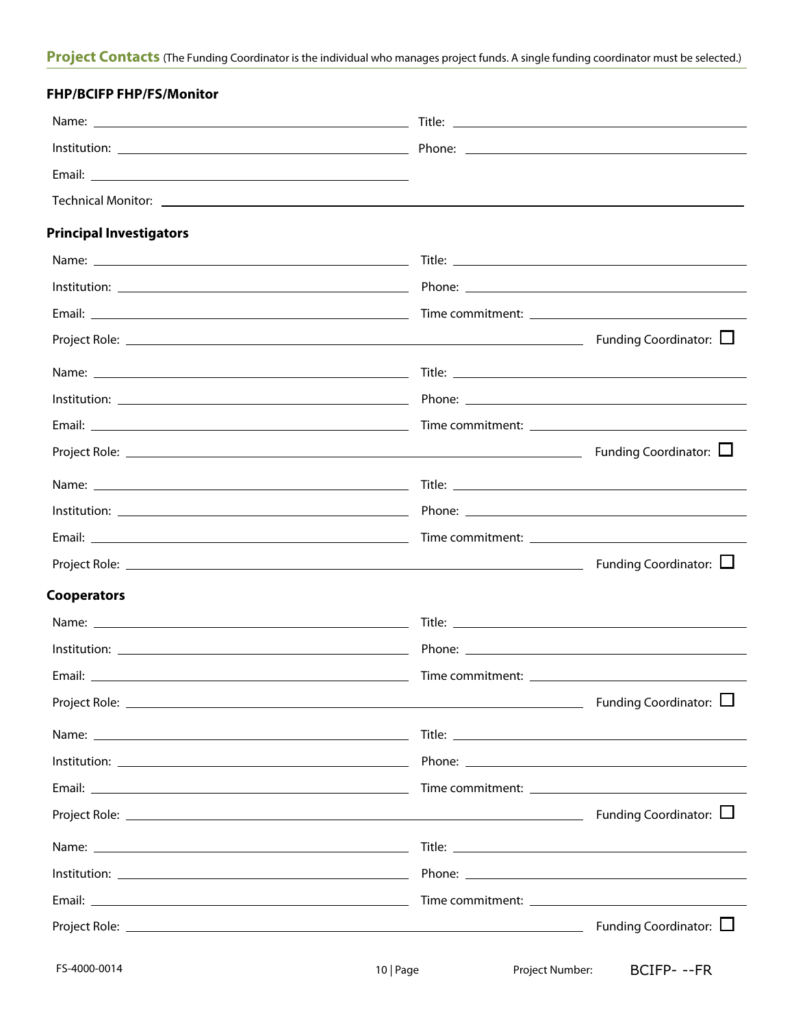## Project Contacts (The Funding Coordinator is the individual who manages project funds. A single funding coordinator must be selected.)

### FHP/BCIFP FHP/FS/Monitor

Name: ______________________ Title: ______________________

Institution: ______________________ Phone: ______________________

Email: ______________________

Technical Monitor: ______________________

### Principal Investigators

Name: ______________________ Title: ______________________

Institution: ______________________ Phone: ______________________

Email: ______________________ Time commitment: ______________________

Project Role: ______________________ Funding Coordinator: ☐

Name: ______________________ Title: ______________________

Institution: ______________________ Phone: ______________________

Email: ______________________ Time commitment: ______________________

Project Role: ______________________ Funding Coordinator: ☐

Name: ______________________ Title: ______________________

Institution: ______________________ Phone: ______________________

Email: ______________________ Time commitment: ______________________

Project Role: ______________________ Funding Coordinator: ☐

### Cooperators

Name: ______________________ Title: ______________________

Institution: ______________________ Phone: ______________________

Email: ______________________ Time commitment: ______________________

Project Role: ______________________ Funding Coordinator: ☐

Name: ______________________ Title: ______________________

Institution: ______________________ Phone: ______________________

Email: ______________________ Time commitment: ______________________

Project Role: ______________________ Funding Coordinator: ☐

Name: ______________________ Title: ______________________

Institution: ______________________ Phone: ______________________

Email: ______________________ Time commitment: ______________________

Project Role: ______________________ Funding Coordinator: ☐

FS-4000-0014 Project Number: BCIFP- --FR